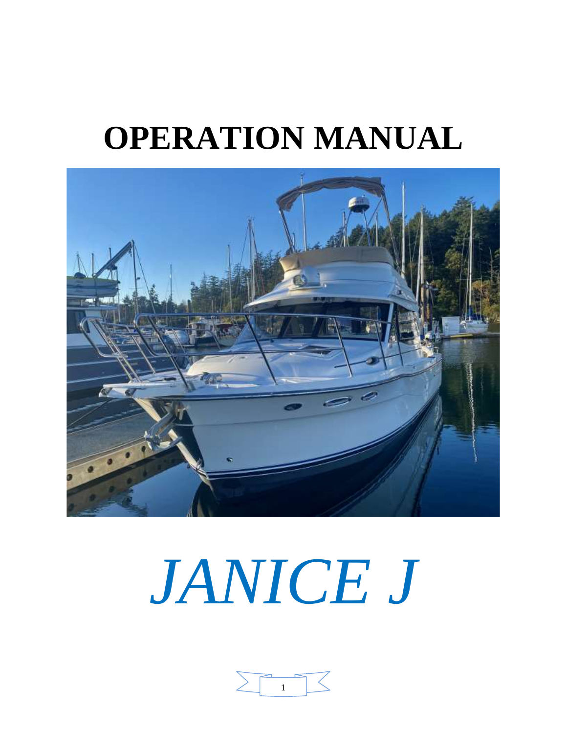# OPERATION MANUAL

*JANICE J*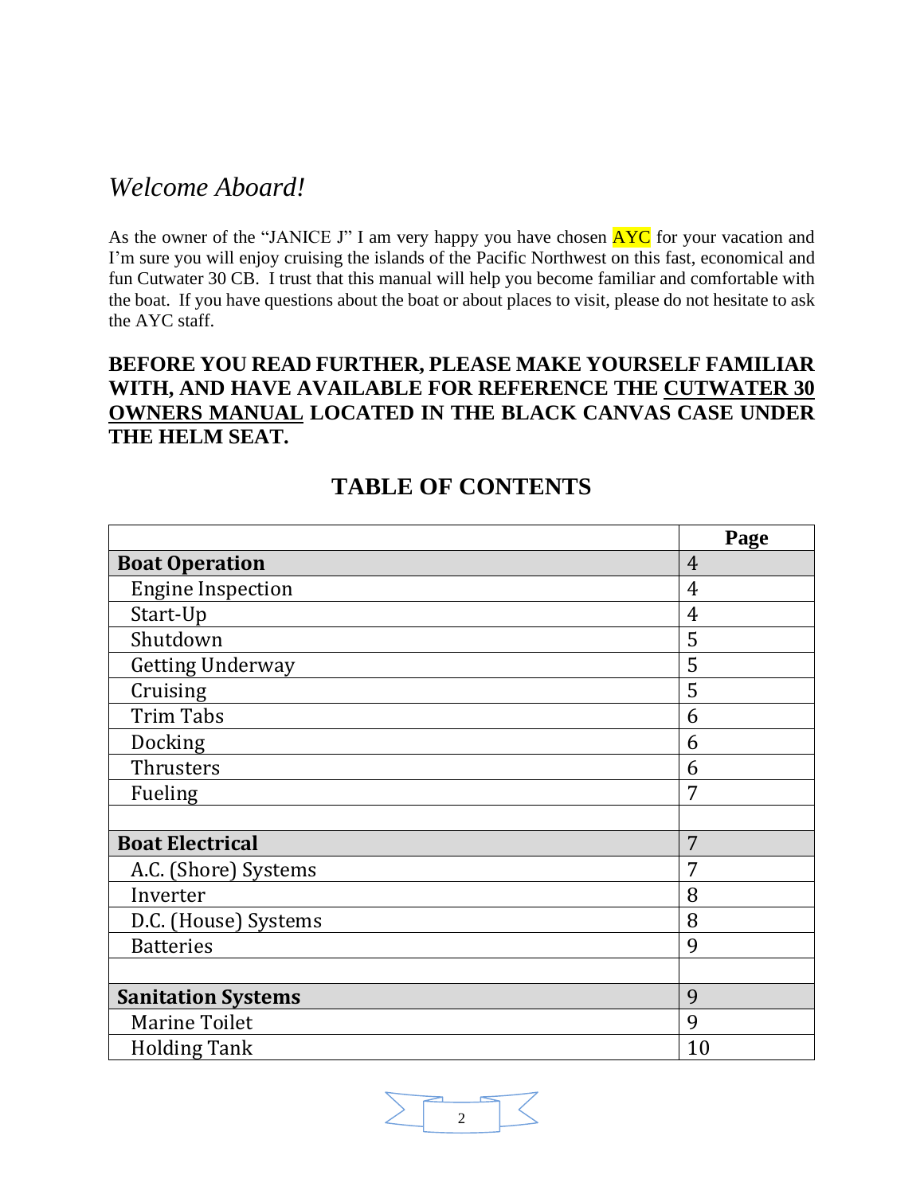# *Welcome Aboard!*

As the owner of the "JANICE J" I am very happy you have chosen AYC for your vacation and I'm sure you will enjoy cruising the islands of the Pacific Northwest on this fast, economical and fun Cutwater 30 CB. I trust that this manual will help you become familiar and comfortable with the boat. If you have questions about the boat or about places to visit, please do not hesitate to ask the AYC staff.

**BEFORE YOU READ FURTHER, PLEASE MAKE YOURSELF FAMILIAR WITH, AND HAVE AVAILABLE FOR REFERENCE THE <u>CUTWATER 30 OWNERS MANUAL</u> LOCATED IN THE BLACK CANVAS CASE UNDER THE HELM SEAT.**

## TABLE OF CONTENTS

| | Page |
|---|---|
| **Boat Operation** | 4 |
| Engine Inspection | 4 |
| Start-Up | 4 |
| Shutdown | 5 |
| Getting Underway | 5 |
| Cruising | 5 |
| Trim Tabs | 6 |
| Docking | 6 |
| Thrusters | 6 |
| Fueling | 7 |
| | |
| **Boat Electrical** | 7 |
| A.C. (Shore) Systems | 7 |
| Inverter | 8 |
| D.C. (House) Systems | 8 |
| Batteries | 9 |
| | |
| **Sanitation Systems** | 9 |
| Marine Toilet | 9 |
| Holding Tank | 10 |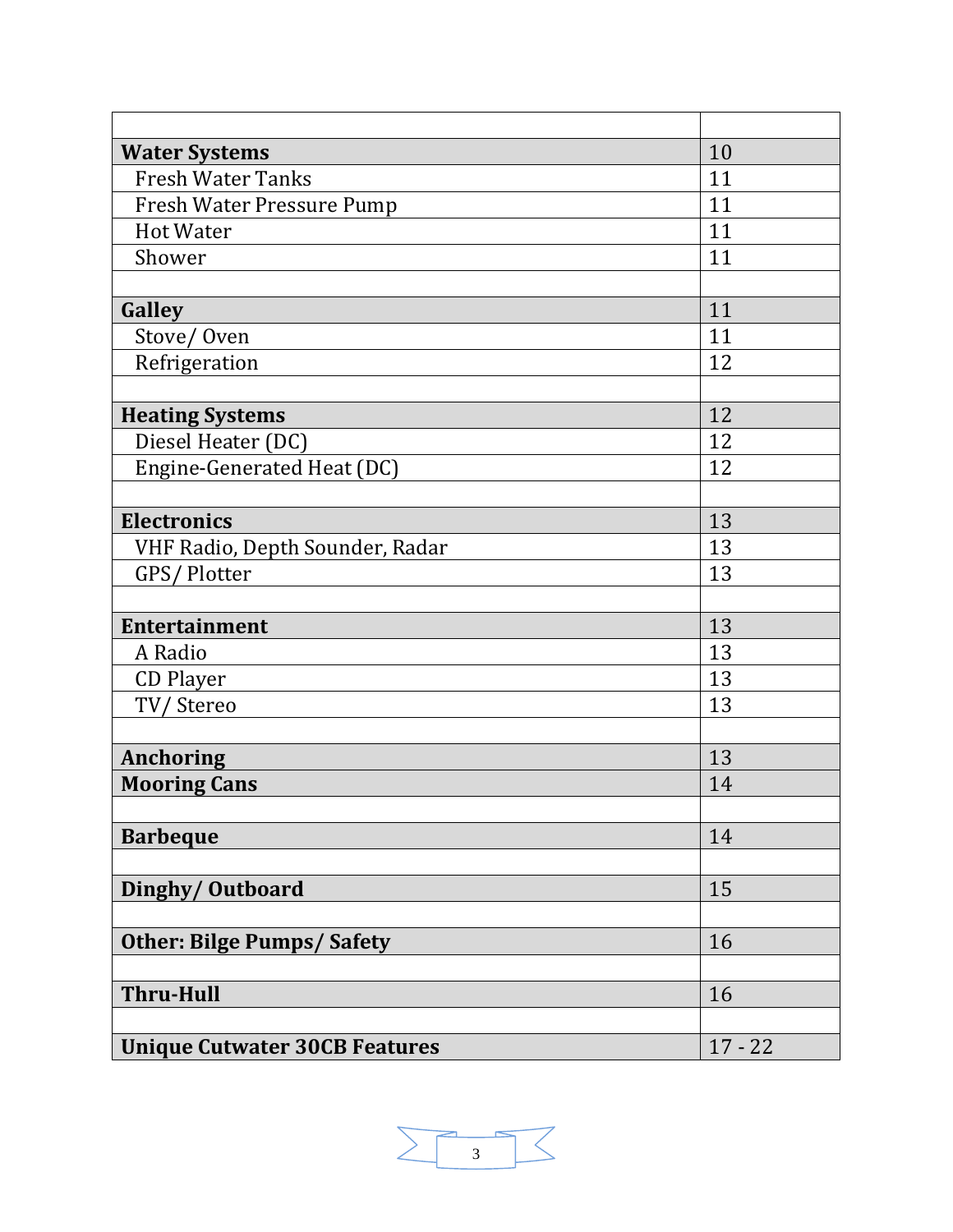| | |
|---|---|
| **Water Systems** | 10 |
| Fresh Water Tanks | 11 |
| Fresh Water Pressure Pump | 11 |
| Hot Water | 11 |
| Shower | 11 |
| | |
| **Galley** | 11 |
| Stove/ Oven | 11 |
| Refrigeration | 12 |
| | |
| **Heating Systems** | 12 |
| Diesel Heater (DC) | 12 |
| Engine-Generated Heat (DC) | 12 |
| | |
| **Electronics** | 13 |
| VHF Radio, Depth Sounder, Radar | 13 |
| GPS/ Plotter | 13 |
| | |
| **Entertainment** | 13 |
| A Radio | 13 |
| CD Player | 13 |
| TV/ Stereo | 13 |
| | |
| **Anchoring** | 13 |
| **Mooring Cans** | 14 |
| | |
| **Barbeque** | 14 |
| | |
| **Dinghy/ Outboard** | 15 |
| | |
| **Other: Bilge Pumps/ Safety** | 16 |
| | |
| **Thru-Hull** | 16 |
| | |
| **Unique Cutwater 30CB Features** | 17 - 22 |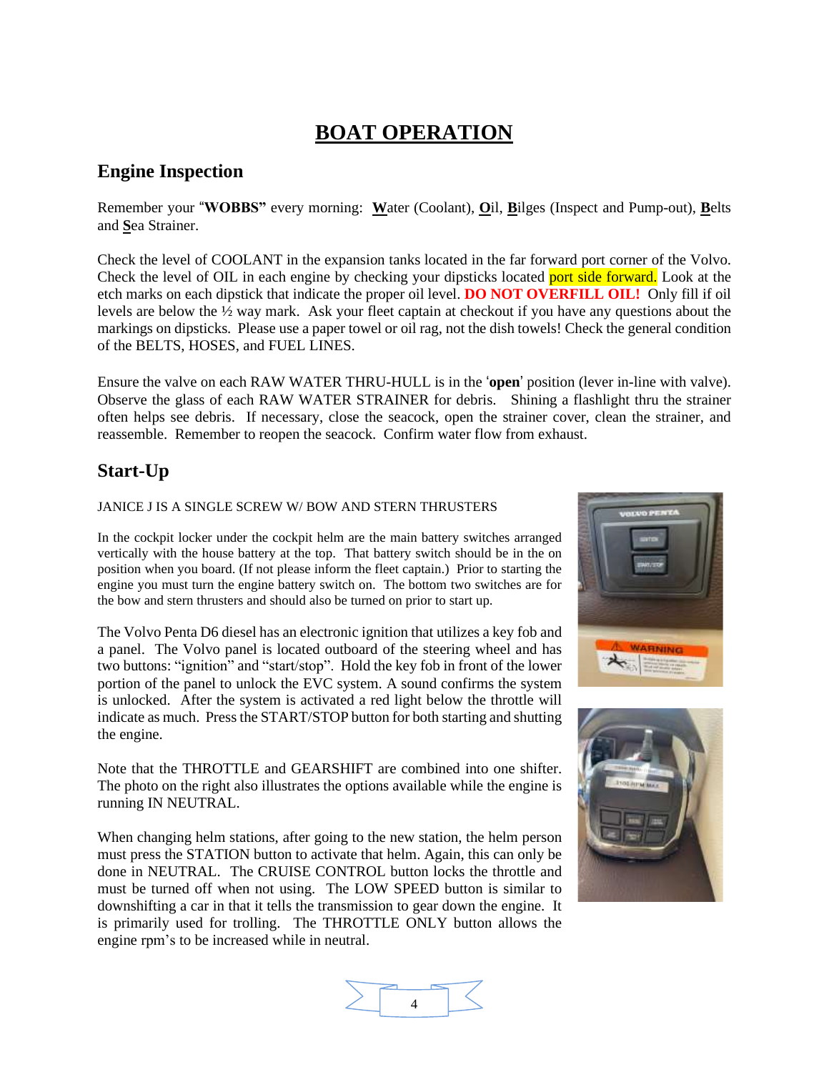# BOAT OPERATION

## Engine Inspection

Remember your "**WOBBS"** every morning: **W**ater (Coolant), **O**il, **B**ilges (Inspect and Pump-out), **B**elts and **S**ea Strainer.

Check the level of COOLANT in the expansion tanks located in the far forward port corner of the Volvo. Check the level of OIL in each engine by checking your dipsticks located port side forward. Look at the etch marks on each dipstick that indicate the proper oil level. **DO NOT OVERFILL OIL!** Only fill if oil levels are below the ½ way mark. Ask your fleet captain at checkout if you have any questions about the markings on dipsticks. Please use a paper towel or oil rag, not the dish towels! Check the general condition of the BELTS, HOSES, and FUEL LINES.

Ensure the valve on each RAW WATER THRU-HULL is in the '**open**' position (lever in-line with valve). Observe the glass of each RAW WATER STRAINER for debris. Shining a flashlight thru the strainer often helps see debris. If necessary, close the seacock, open the strainer cover, clean the strainer, and reassemble. Remember to reopen the seacock. Confirm water flow from exhaust.

## Start-Up

JANICE J IS A SINGLE SCREW W/ BOW AND STERN THRUSTERS

In the cockpit locker under the cockpit helm are the main battery switches arranged vertically with the house battery at the top. That battery switch should be in the on position when you board. (If not please inform the fleet captain.) Prior to starting the engine you must turn the engine battery switch on. The bottom two switches are for the bow and stern thrusters and should also be turned on prior to start up.

The Volvo Penta D6 diesel has an electronic ignition that utilizes a key fob and a panel. The Volvo panel is located outboard of the steering wheel and has two buttons: "ignition" and "start/stop". Hold the key fob in front of the lower portion of the panel to unlock the EVC system. A sound confirms the system is unlocked. After the system is activated a red light below the throttle will indicate as much. Press the START/STOP button for both starting and shutting the engine.

Note that the THROTTLE and GEARSHIFT are combined into one shifter. The photo on the right also illustrates the options available while the engine is running IN NEUTRAL.

When changing helm stations, after going to the new station, the helm person must press the STATION button to activate that helm. Again, this can only be done in NEUTRAL. The CRUISE CONTROL button locks the throttle and must be turned off when not using. The LOW SPEED button is similar to downshifting a car in that it tells the transmission to gear down the engine. It is primarily used for trolling. The THROTTLE ONLY button allows the engine rpm's to be increased while in neutral.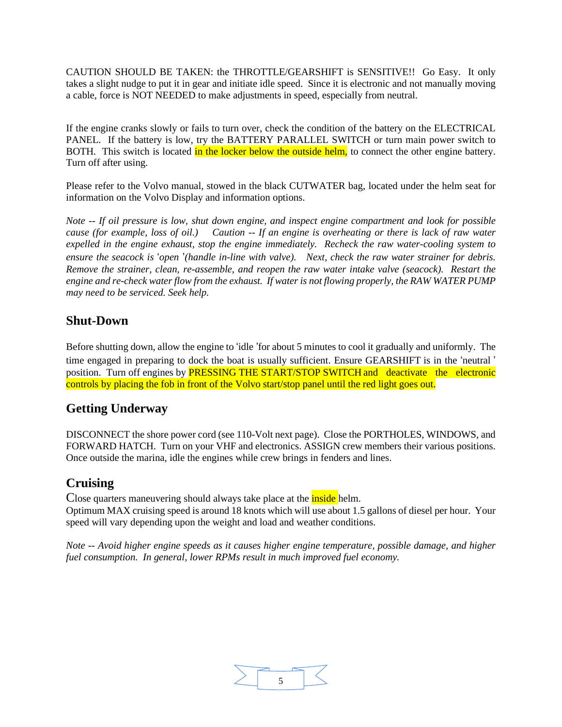CAUTION SHOULD BE TAKEN: the THROTTLE/GEARSHIFT is SENSITIVE!! Go Easy. It only takes a slight nudge to put it in gear and initiate idle speed. Since it is electronic and not manually moving a cable, force is NOT NEEDED to make adjustments in speed, especially from neutral.

If the engine cranks slowly or fails to turn over, check the condition of the battery on the ELECTRICAL PANEL. If the battery is low, try the BATTERY PARALLEL SWITCH or turn main power switch to BOTH. This switch is located in the locker below the outside helm, to connect the other engine battery. Turn off after using.

Please refer to the Volvo manual, stowed in the black CUTWATER bag, located under the helm seat for information on the Volvo Display and information options.

*Note -- If oil pressure is low, shut down engine, and inspect engine compartment and look for possible cause (for example, loss of oil.) Caution -- If an engine is overheating or there is lack of raw water expelled in the engine exhaust, stop the engine immediately. Recheck the raw water-cooling system to ensure the seacock is 'open '(handle in-line with valve). Next, check the raw water strainer for debris. Remove the strainer, clean, re-assemble, and reopen the raw water intake valve (seacock). Restart the engine and re-check water flow from the exhaust. If water is not flowing properly, the RAW WATER PUMP may need to be serviced. Seek help.*

## Shut-Down

Before shutting down, allow the engine to 'idle 'for about 5 minutes to cool it gradually and uniformly. The time engaged in preparing to dock the boat is usually sufficient. Ensure GEARSHIFT is in the 'neutral ' position. Turn off engines by PRESSING THE START/STOP SWITCH and deactivate the electronic controls by placing the fob in front of the Volvo start/stop panel until the red light goes out.

## Getting Underway

DISCONNECT the shore power cord (see 110-Volt next page). Close the PORTHOLES, WINDOWS, and FORWARD HATCH. Turn on your VHF and electronics. ASSIGN crew members their various positions. Once outside the marina, idle the engines while crew brings in fenders and lines.

## Cruising

Close quarters maneuvering should always take place at the inside helm.
Optimum MAX cruising speed is around 18 knots which will use about 1.5 gallons of diesel per hour. Your speed will vary depending upon the weight and load and weather conditions.

*Note -- Avoid higher engine speeds as it causes higher engine temperature, possible damage, and higher fuel consumption. In general, lower RPMs result in much improved fuel economy.*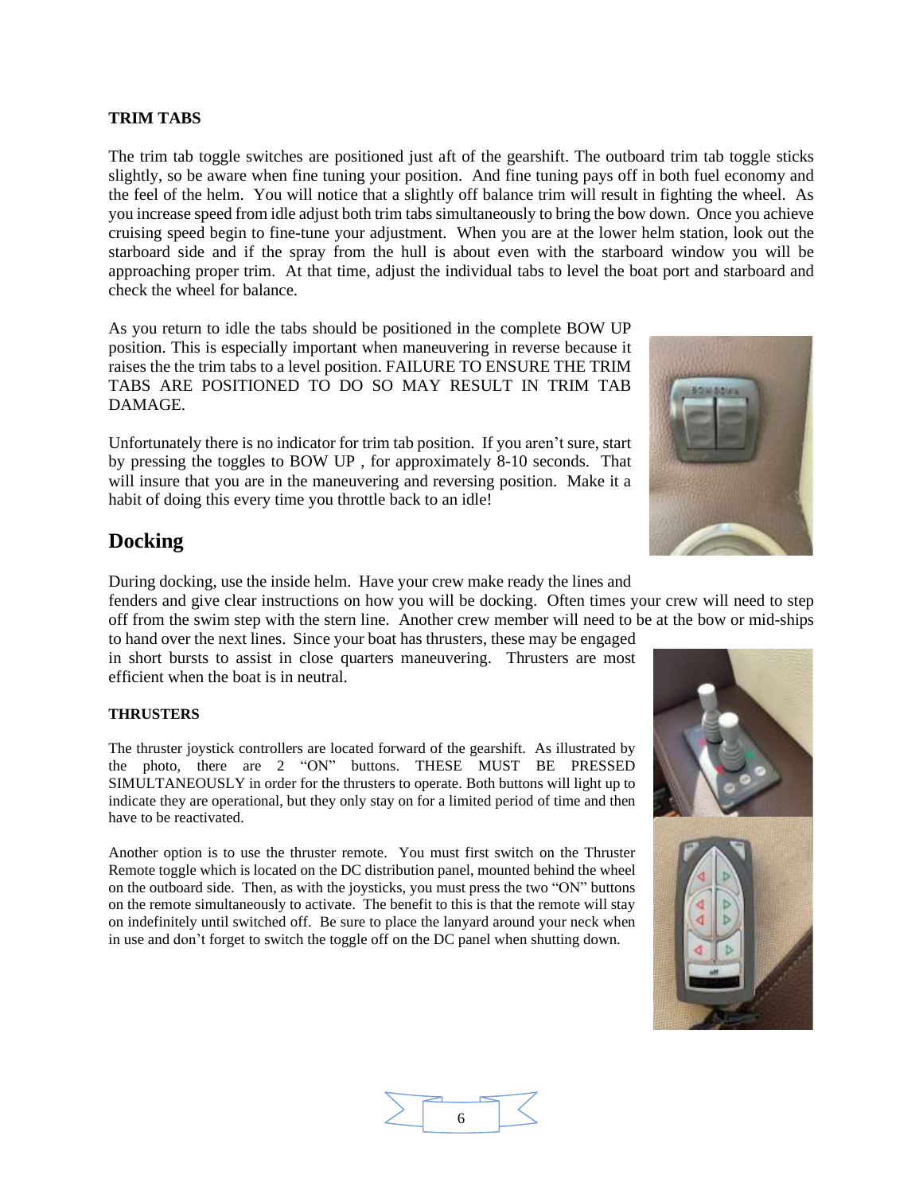#### TRIM TABS

The trim tab toggle switches are positioned just aft of the gearshift. The outboard trim tab toggle sticks slightly, so be aware when fine tuning your position. And fine tuning pays off in both fuel economy and the feel of the helm. You will notice that a slightly off balance trim will result in fighting the wheel. As you increase speed from idle adjust both trim tabs simultaneously to bring the bow down. Once you achieve cruising speed begin to fine-tune your adjustment. When you are at the lower helm station, look out the starboard side and if the spray from the hull is about even with the starboard window you will be approaching proper trim. At that time, adjust the individual tabs to level the boat port and starboard and check the wheel for balance.

As you return to idle the tabs should be positioned in the complete BOW UP position. This is especially important when maneuvering in reverse because it raises the the trim tabs to a level position. FAILURE TO ENSURE THE TRIM TABS ARE POSITIONED TO DO SO MAY RESULT IN TRIM TAB DAMAGE.

Unfortunately there is no indicator for trim tab position. If you aren't sure, start by pressing the toggles to BOW UP , for approximately 8-10 seconds. That will insure that you are in the maneuvering and reversing position. Make it a habit of doing this every time you throttle back to an idle!

## Docking

During docking, use the inside helm. Have your crew make ready the lines and fenders and give clear instructions on how you will be docking. Often times your crew will need to step off from the swim step with the stern line. Another crew member will need to be at the bow or mid-ships to hand over the next lines. Since your boat has thrusters, these may be engaged in short bursts to assist in close quarters maneuvering. Thrusters are most efficient when the boat is in neutral.

#### THRUSTERS

The thruster joystick controllers are located forward of the gearshift. As illustrated by the photo, there are 2 "ON" buttons. THESE MUST BE PRESSED SIMULTANEOUSLY in order for the thrusters to operate. Both buttons will light up to indicate they are operational, but they only stay on for a limited period of time and then have to be reactivated.

Another option is to use the thruster remote. You must first switch on the Thruster Remote toggle which is located on the DC distribution panel, mounted behind the wheel on the outboard side. Then, as with the joysticks, you must press the two "ON" buttons on the remote simultaneously to activate. The benefit to this is that the remote will stay on indefinitely until switched off. Be sure to place the lanyard around your neck when in use and don't forget to switch the toggle off on the DC panel when shutting down.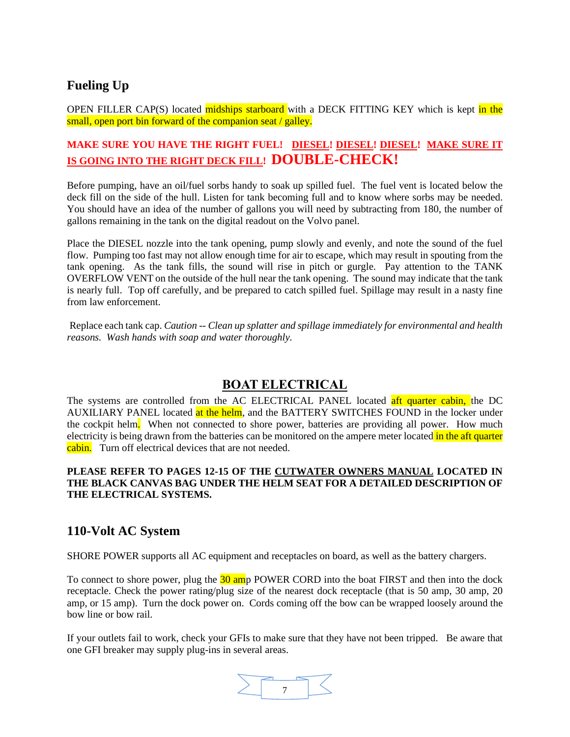## Fueling Up

OPEN FILLER CAP(S) located midships starboard with a DECK FITTING KEY which is kept in the small, open port bin forward of the companion seat / galley.

**MAKE SURE YOU HAVE THE RIGHT FUEL! DIESEL! DIESEL! DIESEL! MAKE SURE IT IS GOING INTO THE RIGHT DECK FILL! DOUBLE-CHECK!**

Before pumping, have an oil/fuel sorbs handy to soak up spilled fuel. The fuel vent is located below the deck fill on the side of the hull. Listen for tank becoming full and to know where sorbs may be needed. You should have an idea of the number of gallons you will need by subtracting from 180, the number of gallons remaining in the tank on the digital readout on the Volvo panel.

Place the DIESEL nozzle into the tank opening, pump slowly and evenly, and note the sound of the fuel flow. Pumping too fast may not allow enough time for air to escape, which may result in spouting from the tank opening. As the tank fills, the sound will rise in pitch or gurgle. Pay attention to the TANK OVERFLOW VENT on the outside of the hull near the tank opening. The sound may indicate that the tank is nearly full. Top off carefully, and be prepared to catch spilled fuel. Spillage may result in a nasty fine from law enforcement.

Replace each tank cap. *Caution -- Clean up splatter and spillage immediately for environmental and health reasons. Wash hands with soap and water thoroughly.*

## BOAT ELECTRICAL

The systems are controlled from the AC ELECTRICAL PANEL located aft quarter cabin, the DC AUXILIARY PANEL located at the helm, and the BATTERY SWITCHES FOUND in the locker under the cockpit helm. When not connected to shore power, batteries are providing all power. How much electricity is being drawn from the batteries can be monitored on the ampere meter located in the aft quarter cabin. Turn off electrical devices that are not needed.

**PLEASE REFER TO PAGES 12-15 OF THE CUTWATER OWNERS MANUAL LOCATED IN THE BLACK CANVAS BAG UNDER THE HELM SEAT FOR A DETAILED DESCRIPTION OF THE ELECTRICAL SYSTEMS.**

## 110-Volt AC System

SHORE POWER supports all AC equipment and receptacles on board, as well as the battery chargers.

To connect to shore power, plug the 30 amp POWER CORD into the boat FIRST and then into the dock receptacle. Check the power rating/plug size of the nearest dock receptacle (that is 50 amp, 30 amp, 20 amp, or 15 amp). Turn the dock power on. Cords coming off the bow can be wrapped loosely around the bow line or bow rail.

If your outlets fail to work, check your GFIs to make sure that they have not been tripped. Be aware that one GFI breaker may supply plug-ins in several areas.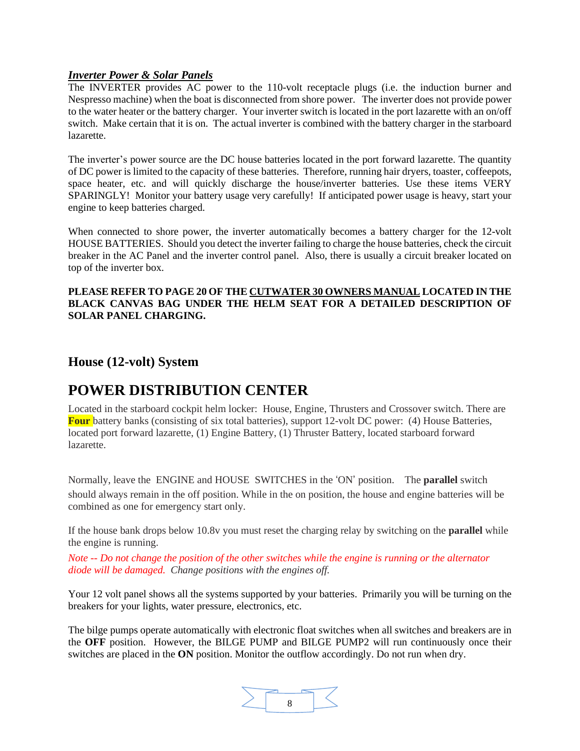***Inverter Power & Solar Panels***

The INVERTER provides AC power to the 110-volt receptacle plugs (i.e. the induction burner and Nespresso machine) when the boat is disconnected from shore power. The inverter does not provide power to the water heater or the battery charger. Your inverter switch is located in the port lazarette with an on/off switch. Make certain that it is on. The actual inverter is combined with the battery charger in the starboard lazarette.

The inverter's power source are the DC house batteries located in the port forward lazarette. The quantity of DC power is limited to the capacity of these batteries. Therefore, running hair dryers, toaster, coffeepots, space heater, etc. and will quickly discharge the house/inverter batteries. Use these items VERY SPARINGLY! Monitor your battery usage very carefully! If anticipated power usage is heavy, start your engine to keep batteries charged.

When connected to shore power, the inverter automatically becomes a battery charger for the 12-volt HOUSE BATTERIES. Should you detect the inverter failing to charge the house batteries, check the circuit breaker in the AC Panel and the inverter control panel. Also, there is usually a circuit breaker located on top of the inverter box.

**PLEASE REFER TO PAGE 20 OF THE <u>CUTWATER 30 OWNERS MANUAL</u> LOCATED IN THE BLACK CANVAS BAG UNDER THE HELM SEAT FOR A DETAILED DESCRIPTION OF SOLAR PANEL CHARGING.**

## House (12-volt) System

# POWER DISTRIBUTION CENTER

Located in the starboard cockpit helm locker: House, Engine, Thrusters and Crossover switch. There are **Four** battery banks (consisting of six total batteries), support 12-volt DC power: (4) House Batteries, located port forward lazarette, (1) Engine Battery, (1) Thruster Battery, located starboard forward lazarette.

Normally, leave the ENGINE and HOUSE SWITCHES in the 'ON' position. The **parallel** switch should always remain in the off position. While in the on position, the house and engine batteries will be combined as one for emergency start only.

If the house bank drops below 10.8v you must reset the charging relay by switching on the **parallel** while the engine is running.

*Note -- Do not change the position of the other switches while the engine is running or the alternator diode will be damaged. Change positions with the engines off.*

Your 12 volt panel shows all the systems supported by your batteries. Primarily you will be turning on the breakers for your lights, water pressure, electronics, etc.

The bilge pumps operate automatically with electronic float switches when all switches and breakers are in the **OFF** position. However, the BILGE PUMP and BILGE PUMP2 will run continuously once their switches are placed in the **ON** position. Monitor the outflow accordingly. Do not run when dry.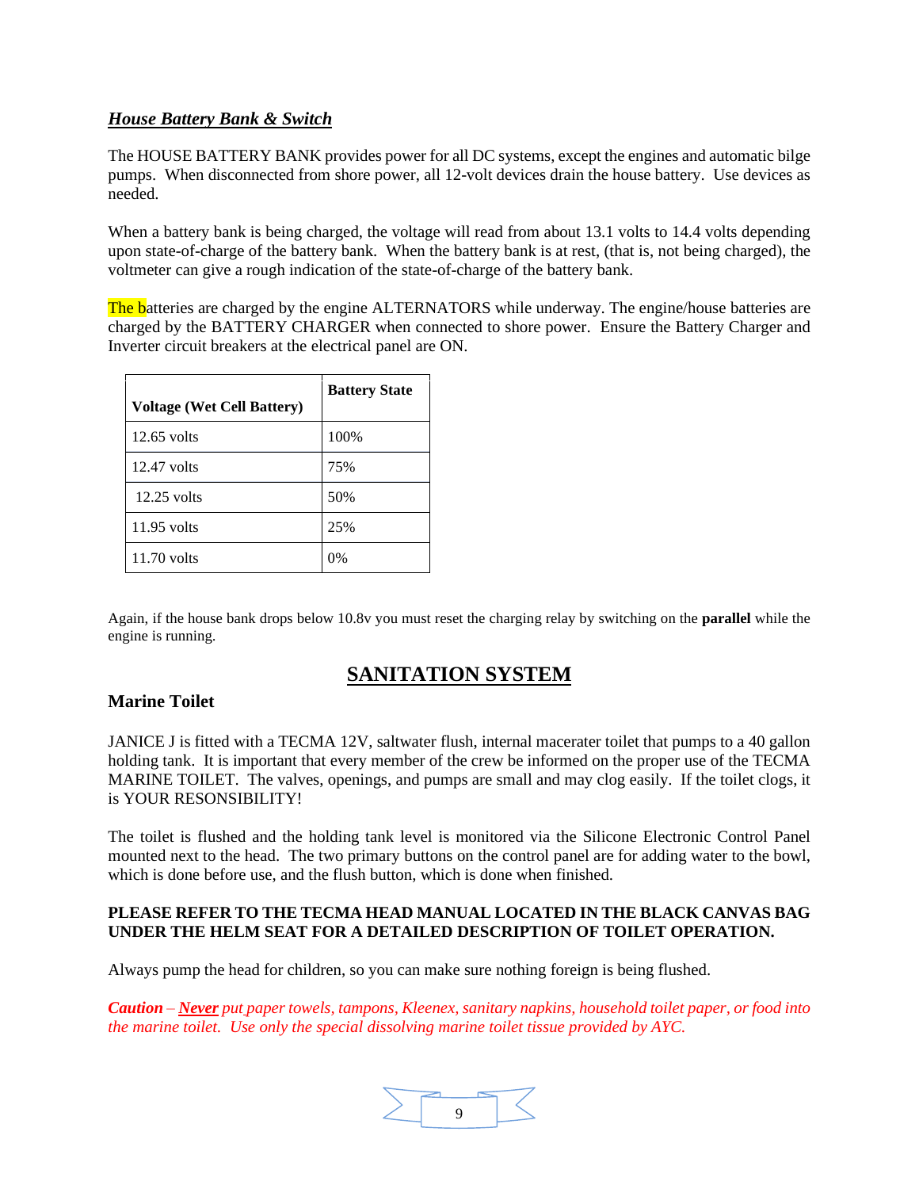## ***House Battery Bank & Switch***

The HOUSE BATTERY BANK provides power for all DC systems, except the engines and automatic bilge pumps. When disconnected from shore power, all 12-volt devices drain the house battery. Use devices as needed.

When a battery bank is being charged, the voltage will read from about 13.1 volts to 14.4 volts depending upon state-of-charge of the battery bank. When the battery bank is at rest, (that is, not being charged), the voltmeter can give a rough indication of the state-of-charge of the battery bank.

The batteries are charged by the engine ALTERNATORS while underway. The engine/house batteries are charged by the BATTERY CHARGER when connected to shore power. Ensure the Battery Charger and Inverter circuit breakers at the electrical panel are ON.

| **Voltage (Wet Cell Battery)** | **Battery State** |
|---|---|
| 12.65 volts | 100% |
| 12.47 volts | 75% |
| 12.25 volts | 50% |
| 11.95 volts | 25% |
| 11.70 volts | 0% |

Again, if the house bank drops below 10.8v you must reset the charging relay by switching on the **parallel** while the engine is running.

# SANITATION SYSTEM

### Marine Toilet

JANICE J is fitted with a TECMA 12V, saltwater flush, internal macerater toilet that pumps to a 40 gallon holding tank. It is important that every member of the crew be informed on the proper use of the TECMA MARINE TOILET. The valves, openings, and pumps are small and may clog easily. If the toilet clogs, it is YOUR RESONSIBILITY!

The toilet is flushed and the holding tank level is monitored via the Silicone Electronic Control Panel mounted next to the head. The two primary buttons on the control panel are for adding water to the bowl, which is done before use, and the flush button, which is done when finished.

**PLEASE REFER TO THE TECMA HEAD MANUAL LOCATED IN THE BLACK CANVAS BAG UNDER THE HELM SEAT FOR A DETAILED DESCRIPTION OF TOILET OPERATION.**

Always pump the head for children, so you can make sure nothing foreign is being flushed.

***Caution** – **Never** put paper towels, tampons, Kleenex, sanitary napkins, household toilet paper, or food into the marine toilet. Use only the special dissolving marine toilet tissue provided by AYC.*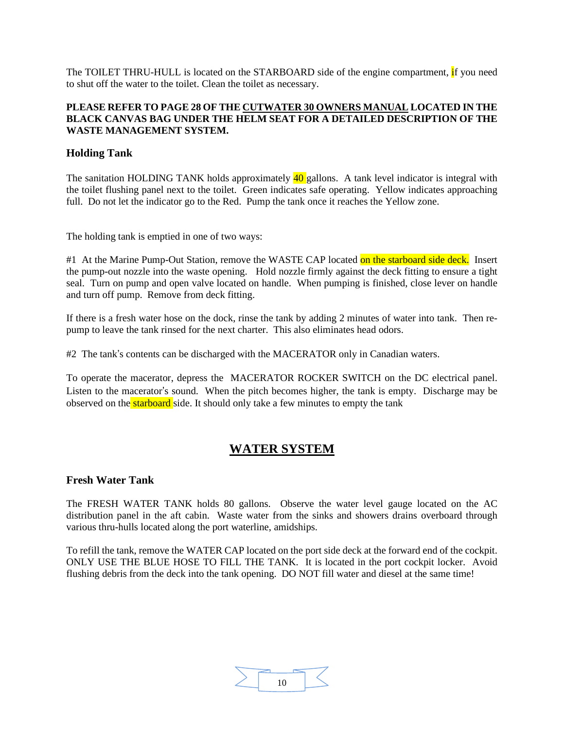The TOILET THRU-HULL is located on the STARBOARD side of the engine compartment, if you need to shut off the water to the toilet. Clean the toilet as necessary.

**PLEASE REFER TO PAGE 28 OF THE <u>CUTWATER 30 OWNERS MANUAL</u> LOCATED IN THE BLACK CANVAS BAG UNDER THE HELM SEAT FOR A DETAILED DESCRIPTION OF THE WASTE MANAGEMENT SYSTEM.**

### Holding Tank

The sanitation HOLDING TANK holds approximately 40 gallons. A tank level indicator is integral with the toilet flushing panel next to the toilet. Green indicates safe operating. Yellow indicates approaching full. Do not let the indicator go to the Red. Pump the tank once it reaches the Yellow zone.

The holding tank is emptied in one of two ways:

#1 At the Marine Pump-Out Station, remove the WASTE CAP located on the starboard side deck. Insert the pump-out nozzle into the waste opening. Hold nozzle firmly against the deck fitting to ensure a tight seal. Turn on pump and open valve located on handle. When pumping is finished, close lever on handle and turn off pump. Remove from deck fitting.

If there is a fresh water hose on the dock, rinse the tank by adding 2 minutes of water into tank. Then re-pump to leave the tank rinsed for the next charter. This also eliminates head odors.

#2 The tank's contents can be discharged with the MACERATOR only in Canadian waters.

To operate the macerator, depress the MACERATOR ROCKER SWITCH on the DC electrical panel. Listen to the macerator's sound. When the pitch becomes higher, the tank is empty. Discharge may be observed on the starboard side. It should only take a few minutes to empty the tank

## <u>WATER SYSTEM</u>

### Fresh Water Tank

The FRESH WATER TANK holds 80 gallons. Observe the water level gauge located on the AC distribution panel in the aft cabin. Waste water from the sinks and showers drains overboard through various thru-hulls located along the port waterline, amidships.

To refill the tank, remove the WATER CAP located on the port side deck at the forward end of the cockpit. ONLY USE THE BLUE HOSE TO FILL THE TANK. It is located in the port cockpit locker. Avoid flushing debris from the deck into the tank opening. DO NOT fill water and diesel at the same time!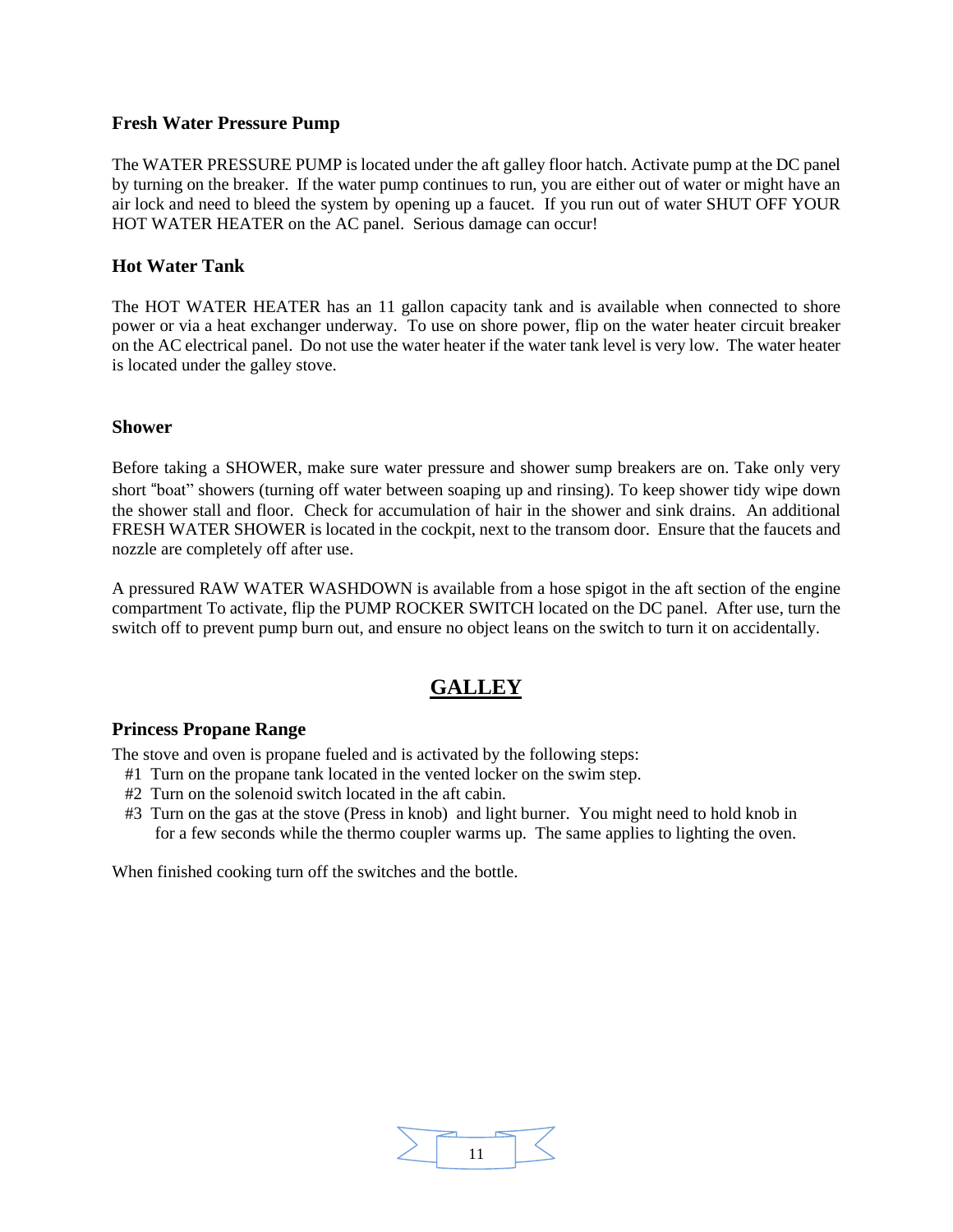### Fresh Water Pressure Pump

The WATER PRESSURE PUMP is located under the aft galley floor hatch. Activate pump at the DC panel by turning on the breaker. If the water pump continues to run, you are either out of water or might have an air lock and need to bleed the system by opening up a faucet. If you run out of water SHUT OFF YOUR HOT WATER HEATER on the AC panel. Serious damage can occur!

### Hot Water Tank

The HOT WATER HEATER has an 11 gallon capacity tank and is available when connected to shore power or via a heat exchanger underway. To use on shore power, flip on the water heater circuit breaker on the AC electrical panel. Do not use the water heater if the water tank level is very low. The water heater is located under the galley stove.

### Shower

Before taking a SHOWER, make sure water pressure and shower sump breakers are on. Take only very short "boat" showers (turning off water between soaping up and rinsing). To keep shower tidy wipe down the shower stall and floor. Check for accumulation of hair in the shower and sink drains. An additional FRESH WATER SHOWER is located in the cockpit, next to the transom door. Ensure that the faucets and nozzle are completely off after use.

A pressured RAW WATER WASHDOWN is available from a hose spigot in the aft section of the engine compartment To activate, flip the PUMP ROCKER SWITCH located on the DC panel. After use, turn the switch off to prevent pump burn out, and ensure no object leans on the switch to turn it on accidentally.

## GALLEY

### Princess Propane Range

The stove and oven is propane fueled and is activated by the following steps:

#1 Turn on the propane tank located in the vented locker on the swim step.
#2 Turn on the solenoid switch located in the aft cabin.
#3 Turn on the gas at the stove (Press in knob) and light burner. You might need to hold knob in for a few seconds while the thermo coupler warms up. The same applies to lighting the oven.

When finished cooking turn off the switches and the bottle.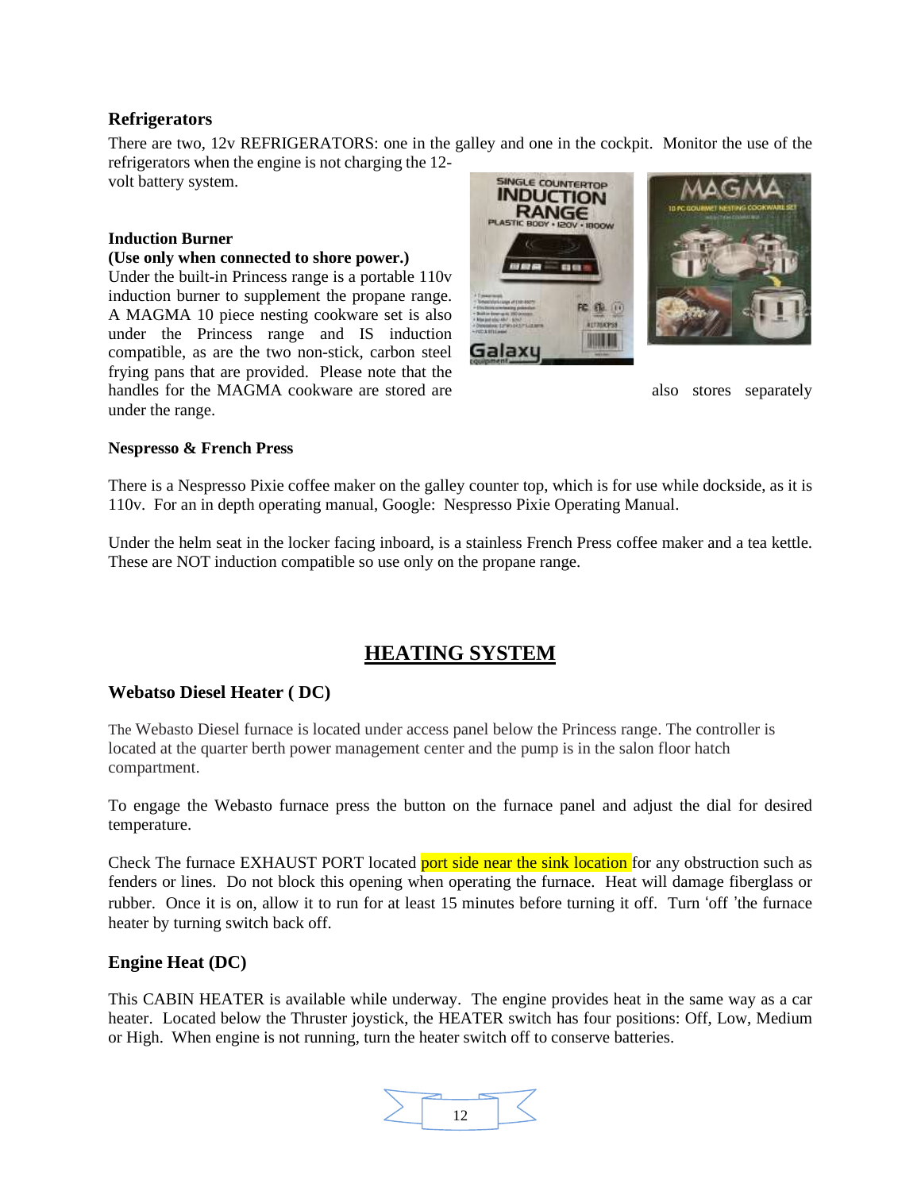**Refrigerators**

There are two, 12v REFRIGERATORS: one in the galley and one in the cockpit. Monitor the use of the refrigerators when the engine is not charging the 12-volt battery system.

**Induction Burner**
**(Use only when connected to shore power.)**

Under the built-in Princess range is a portable 110v induction burner to supplement the propane range. A MAGMA 10 piece nesting cookware set is also under the Princess range and IS induction compatible, as are the two non-stick, carbon steel frying pans that are provided. Please note that the handles for the MAGMA cookware are stored are also stores separately under the range.

**Nespresso & French Press**

There is a Nespresso Pixie coffee maker on the galley counter top, which is for use while dockside, as it is 110v. For an in depth operating manual, Google: Nespresso Pixie Operating Manual.

Under the helm seat in the locker facing inboard, is a stainless French Press coffee maker and a tea kettle. These are NOT induction compatible so use only on the propane range.

## HEATING SYSTEM

### Webatso Diesel Heater ( DC)

The Webasto Diesel furnace is located under access panel below the Princess range. The controller is located at the quarter berth power management center and the pump is in the salon floor hatch compartment.

To engage the Webasto furnace press the button on the furnace panel and adjust the dial for desired temperature.

Check The furnace EXHAUST PORT located port side near the sink location for any obstruction such as fenders or lines. Do not block this opening when operating the furnace. Heat will damage fiberglass or rubber. Once it is on, allow it to run for at least 15 minutes before turning it off. Turn 'off 'the furnace heater by turning switch back off.

### Engine Heat (DC)

This CABIN HEATER is available while underway. The engine provides heat in the same way as a car heater. Located below the Thruster joystick, the HEATER switch has four positions: Off, Low, Medium or High. When engine is not running, turn the heater switch off to conserve batteries.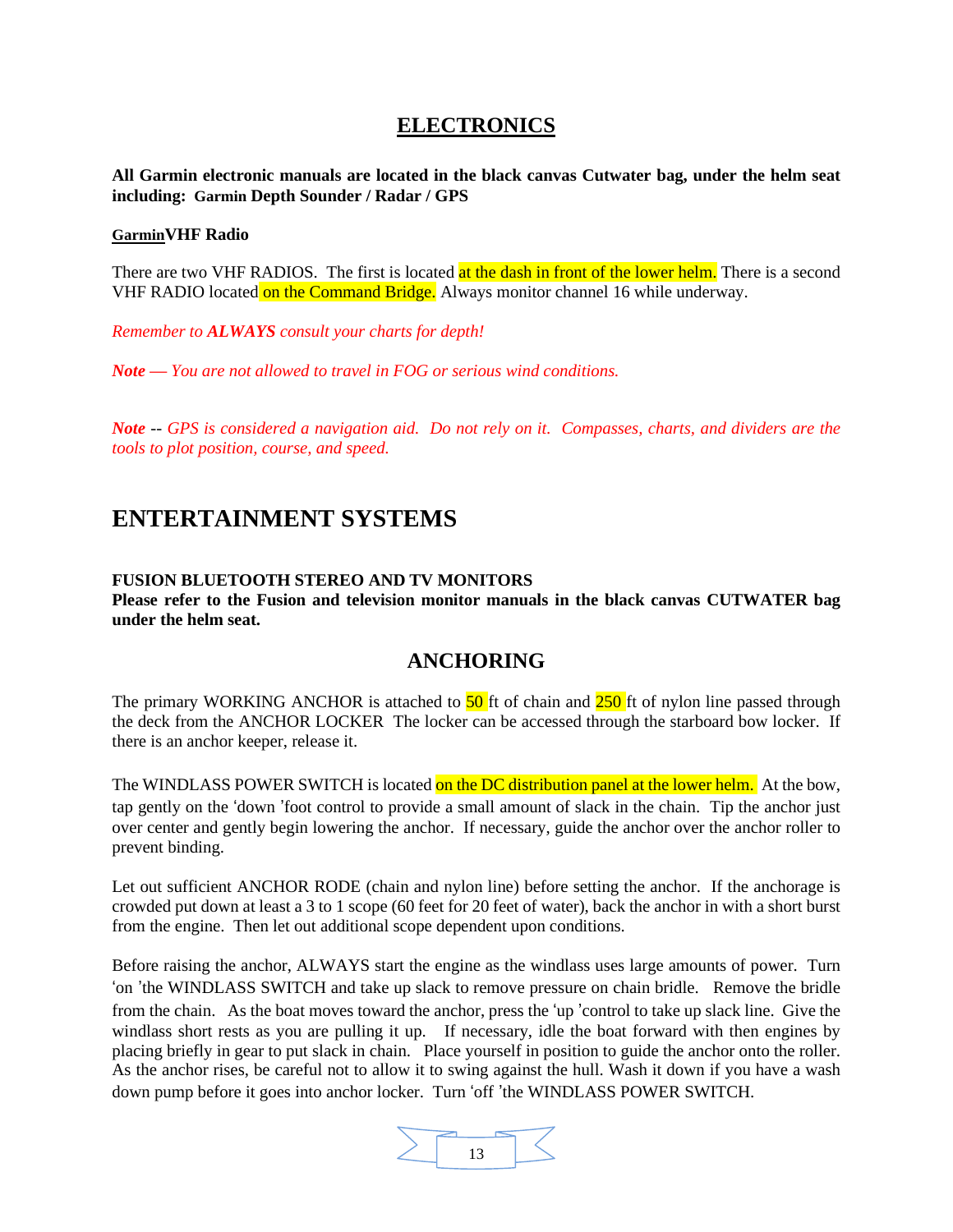## ELECTRONICS

**All Garmin electronic manuals are located in the black canvas Cutwater bag, under the helm seat including: Garmin Depth Sounder / Radar / GPS**

**Garmin VHF Radio**

There are two VHF RADIOS. The first is located at the dash in front of the lower helm. There is a second VHF RADIO located on the Command Bridge. Always monitor channel 16 while underway.

*Remember to **ALWAYS** consult your charts for depth!*

***Note** — You are not allowed to travel in FOG or serious wind conditions.*

***Note** -- GPS is considered a navigation aid. Do not rely on it. Compasses, charts, and dividers are the tools to plot position, course, and speed.*

# ENTERTAINMENT SYSTEMS

**FUSION BLUETOOTH STEREO AND TV MONITORS**
**Please refer to the Fusion and television monitor manuals in the black canvas CUTWATER bag under the helm seat.**

## ANCHORING

The primary WORKING ANCHOR is attached to 50 ft of chain and 250 ft of nylon line passed through the deck from the ANCHOR LOCKER The locker can be accessed through the starboard bow locker. If there is an anchor keeper, release it.

The WINDLASS POWER SWITCH is located on the DC distribution panel at the lower helm. At the bow, tap gently on the 'down' foot control to provide a small amount of slack in the chain. Tip the anchor just over center and gently begin lowering the anchor. If necessary, guide the anchor over the anchor roller to prevent binding.

Let out sufficient ANCHOR RODE (chain and nylon line) before setting the anchor. If the anchorage is crowded put down at least a 3 to 1 scope (60 feet for 20 feet of water), back the anchor in with a short burst from the engine. Then let out additional scope dependent upon conditions.

Before raising the anchor, ALWAYS start the engine as the windlass uses large amounts of power. Turn 'on' the WINDLASS SWITCH and take up slack to remove pressure on chain bridle. Remove the bridle from the chain. As the boat moves toward the anchor, press the 'up' control to take up slack line. Give the windlass short rests as you are pulling it up. If necessary, idle the boat forward with then engines by placing briefly in gear to put slack in chain. Place yourself in position to guide the anchor onto the roller. As the anchor rises, be careful not to allow it to swing against the hull. Wash it down if you have a wash down pump before it goes into anchor locker. Turn 'off' the WINDLASS POWER SWITCH.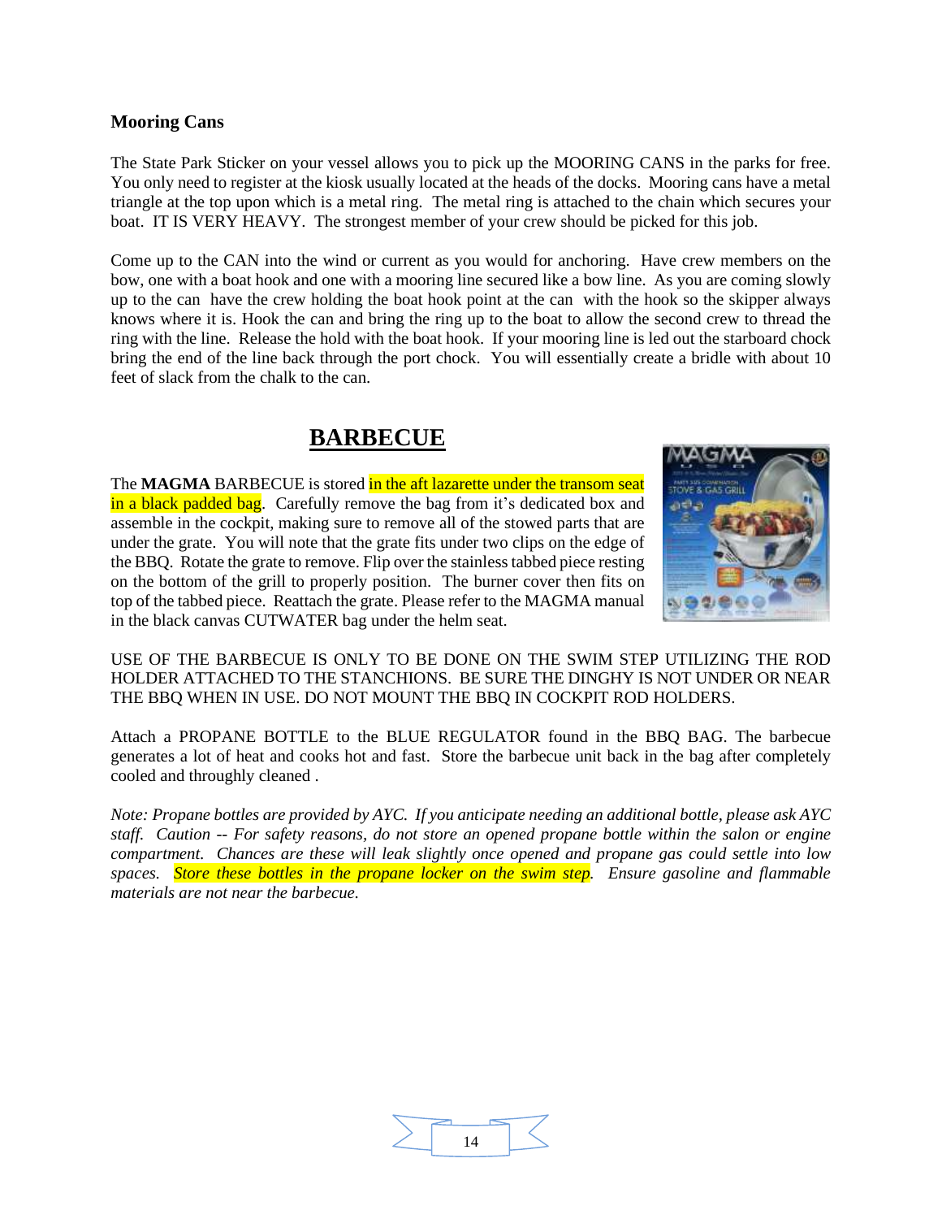**Mooring Cans**

The State Park Sticker on your vessel allows you to pick up the MOORING CANS in the parks for free. You only need to register at the kiosk usually located at the heads of the docks. Mooring cans have a metal triangle at the top upon which is a metal ring. The metal ring is attached to the chain which secures your boat. IT IS VERY HEAVY. The strongest member of your crew should be picked for this job.

Come up to the CAN into the wind or current as you would for anchoring. Have crew members on the bow, one with a boat hook and one with a mooring line secured like a bow line. As you are coming slowly up to the can have the crew holding the boat hook point at the can with the hook so the skipper always knows where it is. Hook the can and bring the ring up to the boat to allow the second crew to thread the ring with the line. Release the hold with the boat hook. If your mooring line is led out the starboard chock bring the end of the line back through the port chock. You will essentially create a bridle with about 10 feet of slack from the chalk to the can.

# BARBECUE

The **MAGMA** BARBECUE is stored in the aft lazarette under the transom seat in a black padded bag. Carefully remove the bag from it's dedicated box and assemble in the cockpit, making sure to remove all of the stowed parts that are under the grate. You will note that the grate fits under two clips on the edge of the BBQ. Rotate the grate to remove. Flip over the stainless tabbed piece resting on the bottom of the grill to properly position. The burner cover then fits on top of the tabbed piece. Reattach the grate. Please refer to the MAGMA manual in the black canvas CUTWATER bag under the helm seat.

USE OF THE BARBECUE IS ONLY TO BE DONE ON THE SWIM STEP UTILIZING THE ROD HOLDER ATTACHED TO THE STANCHIONS. BE SURE THE DINGHY IS NOT UNDER OR NEAR THE BBQ WHEN IN USE. DO NOT MOUNT THE BBQ IN COCKPIT ROD HOLDERS.

Attach a PROPANE BOTTLE to the BLUE REGULATOR found in the BBQ BAG. The barbecue generates a lot of heat and cooks hot and fast. Store the barbecue unit back in the bag after completely cooled and throughly cleaned .

*Note: Propane bottles are provided by AYC. If you anticipate needing an additional bottle, please ask AYC staff. Caution -- For safety reasons, do not store an opened propane bottle within the salon or engine compartment. Chances are these will leak slightly once opened and propane gas could settle into low spaces. Store these bottles in the propane locker on the swim step. Ensure gasoline and flammable materials are not near the barbecue.*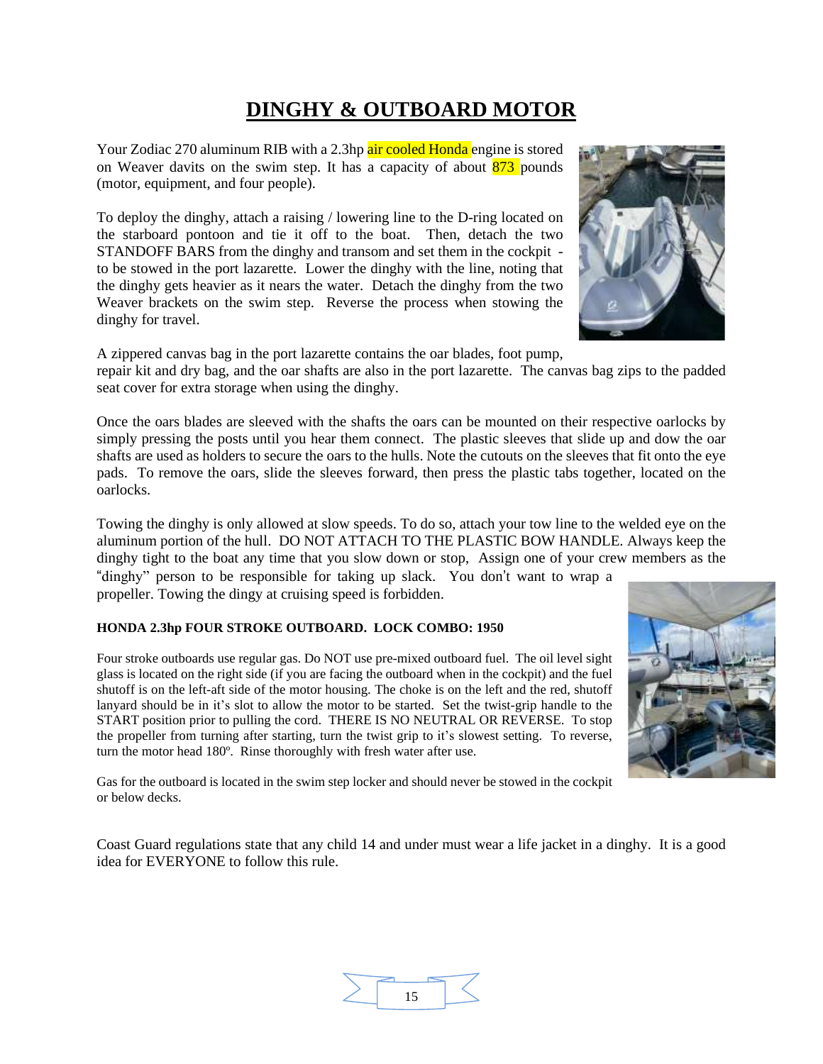# DINGHY & OUTBOARD MOTOR

Your Zodiac 270 aluminum RIB with a 2.3hp air cooled Honda engine is stored on Weaver davits on the swim step. It has a capacity of about 873 pounds (motor, equipment, and four people).

To deploy the dinghy, attach a raising / lowering line to the D-ring located on the starboard pontoon and tie it off to the boat. Then, detach the two STANDOFF BARS from the dinghy and transom and set them in the cockpit - to be stowed in the port lazarette. Lower the dinghy with the line, noting that the dinghy gets heavier as it nears the water. Detach the dinghy from the two Weaver brackets on the swim step. Reverse the process when stowing the dinghy for travel.

A zippered canvas bag in the port lazarette contains the oar blades, foot pump, repair kit and dry bag, and the oar shafts are also in the port lazarette. The canvas bag zips to the padded seat cover for extra storage when using the dinghy.

Once the oars blades are sleeved with the shafts the oars can be mounted on their respective oarlocks by simply pressing the posts until you hear them connect. The plastic sleeves that slide up and dow the oar shafts are used as holders to secure the oars to the hulls. Note the cutouts on the sleeves that fit onto the eye pads. To remove the oars, slide the sleeves forward, then press the plastic tabs together, located on the oarlocks.

Towing the dinghy is only allowed at slow speeds. To do so, attach your tow line to the welded eye on the aluminum portion of the hull. DO NOT ATTACH TO THE PLASTIC BOW HANDLE. Always keep the dinghy tight to the boat any time that you slow down or stop, Assign one of your crew members as the "dinghy" person to be responsible for taking up slack. You don't want to wrap a propeller. Towing the dingy at cruising speed is forbidden.

**HONDA 2.3hp FOUR STROKE OUTBOARD. LOCK COMBO: 1950**

Four stroke outboards use regular gas. Do NOT use pre-mixed outboard fuel. The oil level sight glass is located on the right side (if you are facing the outboard when in the cockpit) and the fuel shutoff is on the left-aft side of the motor housing. The choke is on the left and the red, shutoff lanyard should be in it's slot to allow the motor to be started. Set the twist-grip handle to the START position prior to pulling the cord. THERE IS NO NEUTRAL OR REVERSE. To stop the propeller from turning after starting, turn the twist grip to it's slowest setting. To reverse, turn the motor head 180º. Rinse thoroughly with fresh water after use.

Gas for the outboard is located in the swim step locker and should never be stowed in the cockpit or below decks.

Coast Guard regulations state that any child 14 and under must wear a life jacket in a dinghy. It is a good idea for EVERYONE to follow this rule.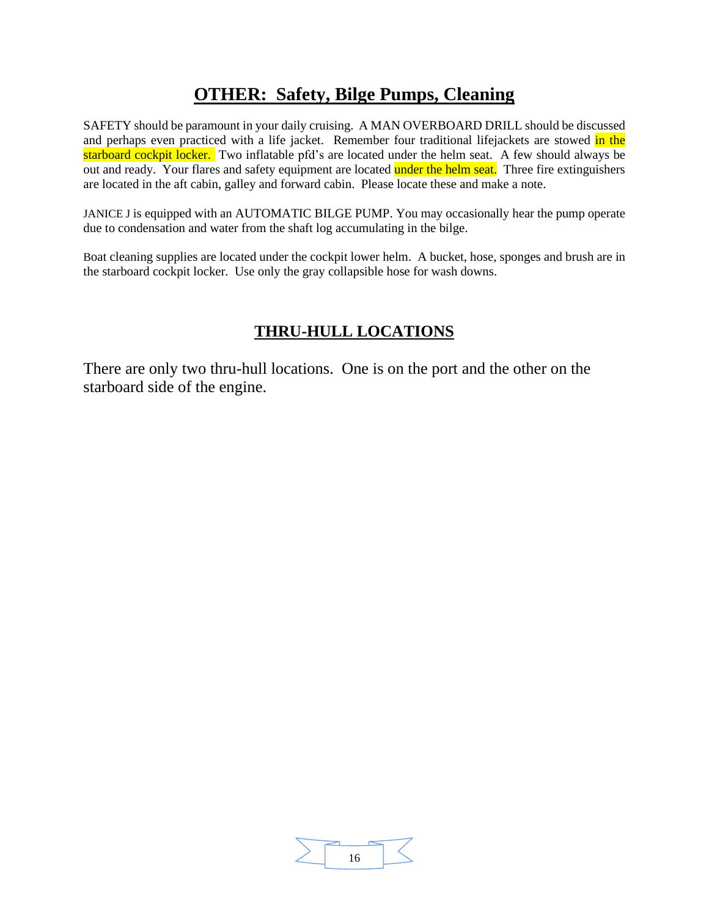## OTHER: Safety, Bilge Pumps, Cleaning

SAFETY should be paramount in your daily cruising. A MAN OVERBOARD DRILL should be discussed and perhaps even practiced with a life jacket. Remember four traditional lifejackets are stowed in the starboard cockpit locker. Two inflatable pfd's are located under the helm seat. A few should always be out and ready. Your flares and safety equipment are located under the helm seat. Three fire extinguishers are located in the aft cabin, galley and forward cabin. Please locate these and make a note.

JANICE J is equipped with an AUTOMATIC BILGE PUMP. You may occasionally hear the pump operate due to condensation and water from the shaft log accumulating in the bilge.

Boat cleaning supplies are located under the cockpit lower helm. A bucket, hose, sponges and brush are in the starboard cockpit locker. Use only the gray collapsible hose for wash downs.

## THRU-HULL LOCATIONS

There are only two thru-hull locations. One is on the port and the other on the starboard side of the engine.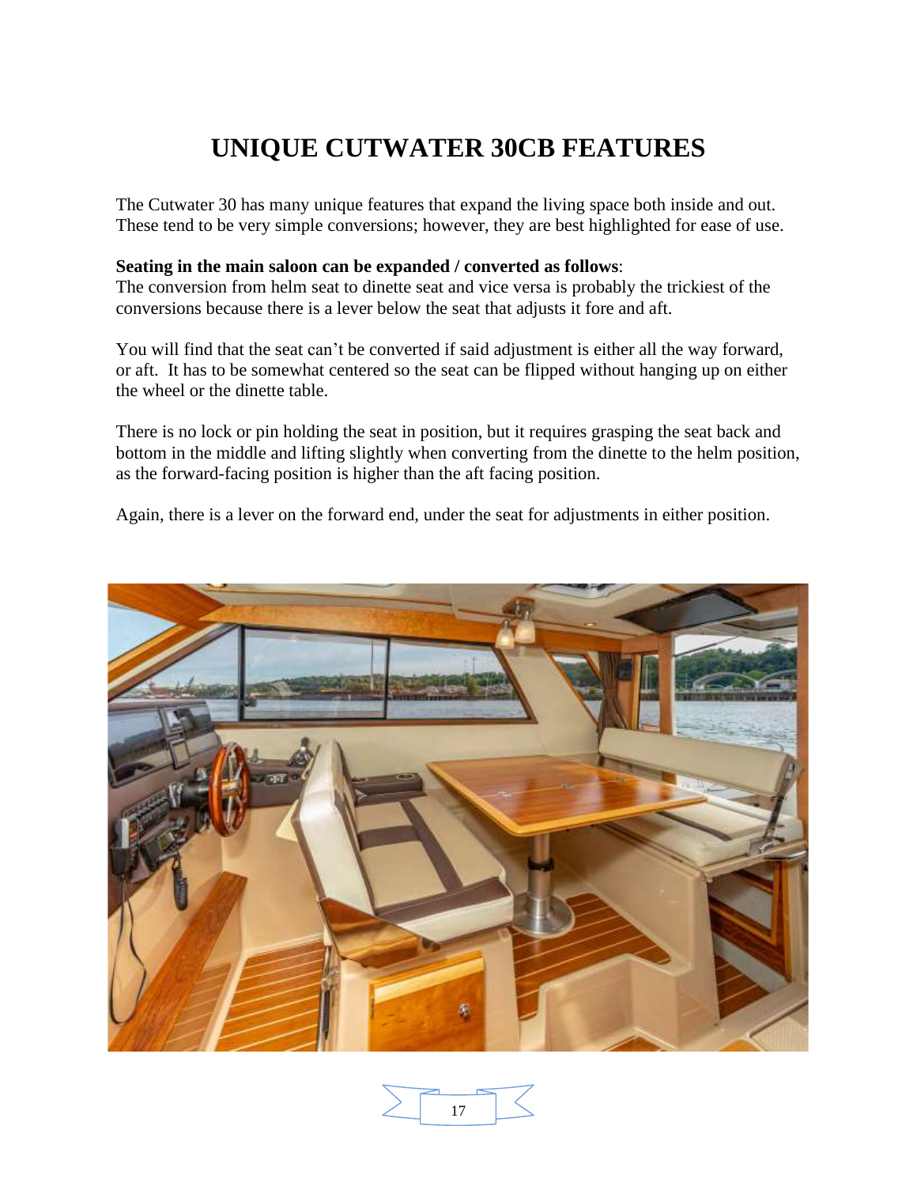# UNIQUE CUTWATER 30CB FEATURES

The Cutwater 30 has many unique features that expand the living space both inside and out. These tend to be very simple conversions; however, they are best highlighted for ease of use.

**Seating in the main saloon can be expanded / converted as follows**:
The conversion from helm seat to dinette seat and vice versa is probably the trickiest of the conversions because there is a lever below the seat that adjusts it fore and aft.

You will find that the seat can't be converted if said adjustment is either all the way forward, or aft. It has to be somewhat centered so the seat can be flipped without hanging up on either the wheel or the dinette table.

There is no lock or pin holding the seat in position, but it requires grasping the seat back and bottom in the middle and lifting slightly when converting from the dinette to the helm position, as the forward-facing position is higher than the aft facing position.

Again, there is a lever on the forward end, under the seat for adjustments in either position.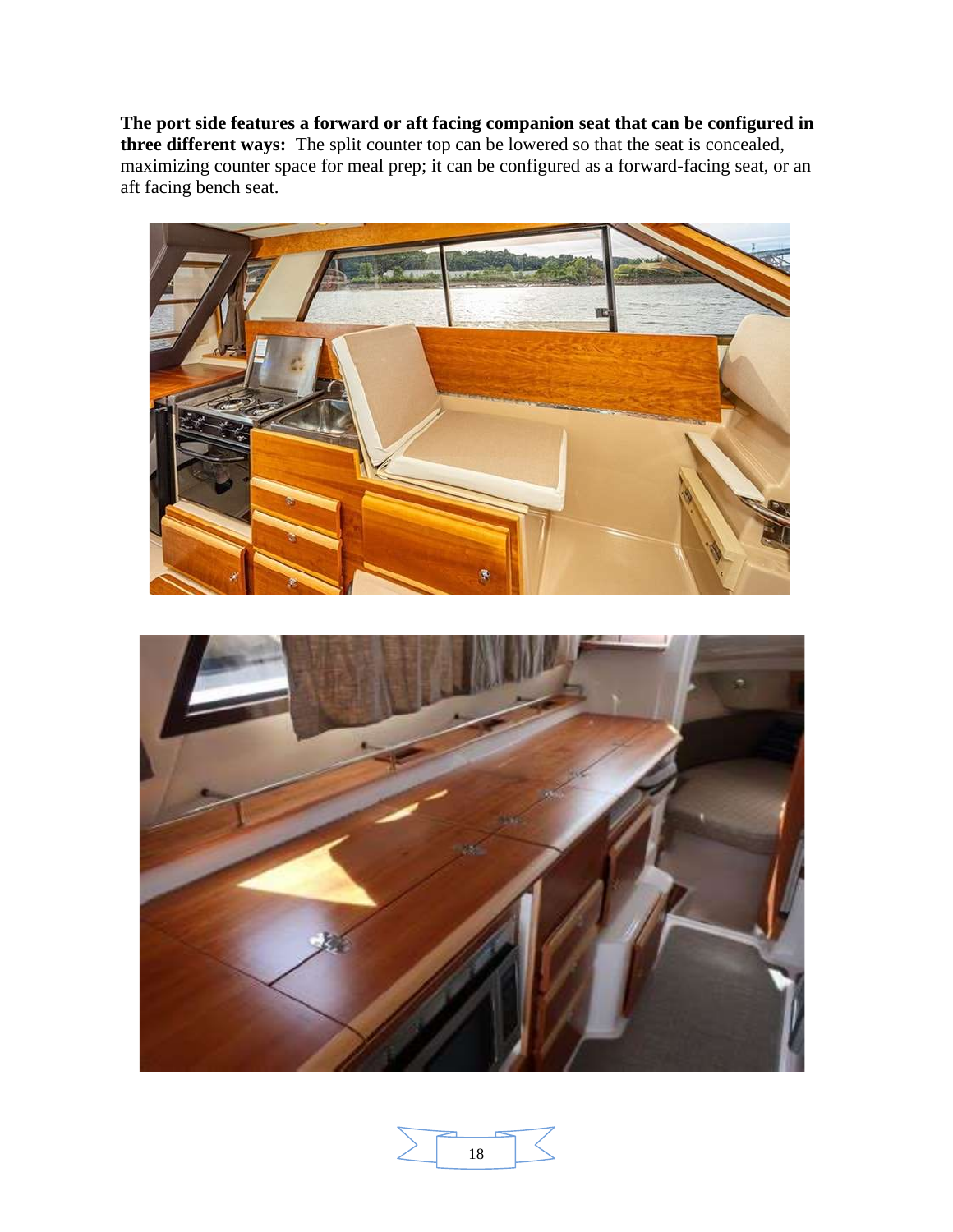**The port side features a forward or aft facing companion seat that can be configured in three different ways:** The split counter top can be lowered so that the seat is concealed, maximizing counter space for meal prep; it can be configured as a forward-facing seat, or an aft facing bench seat.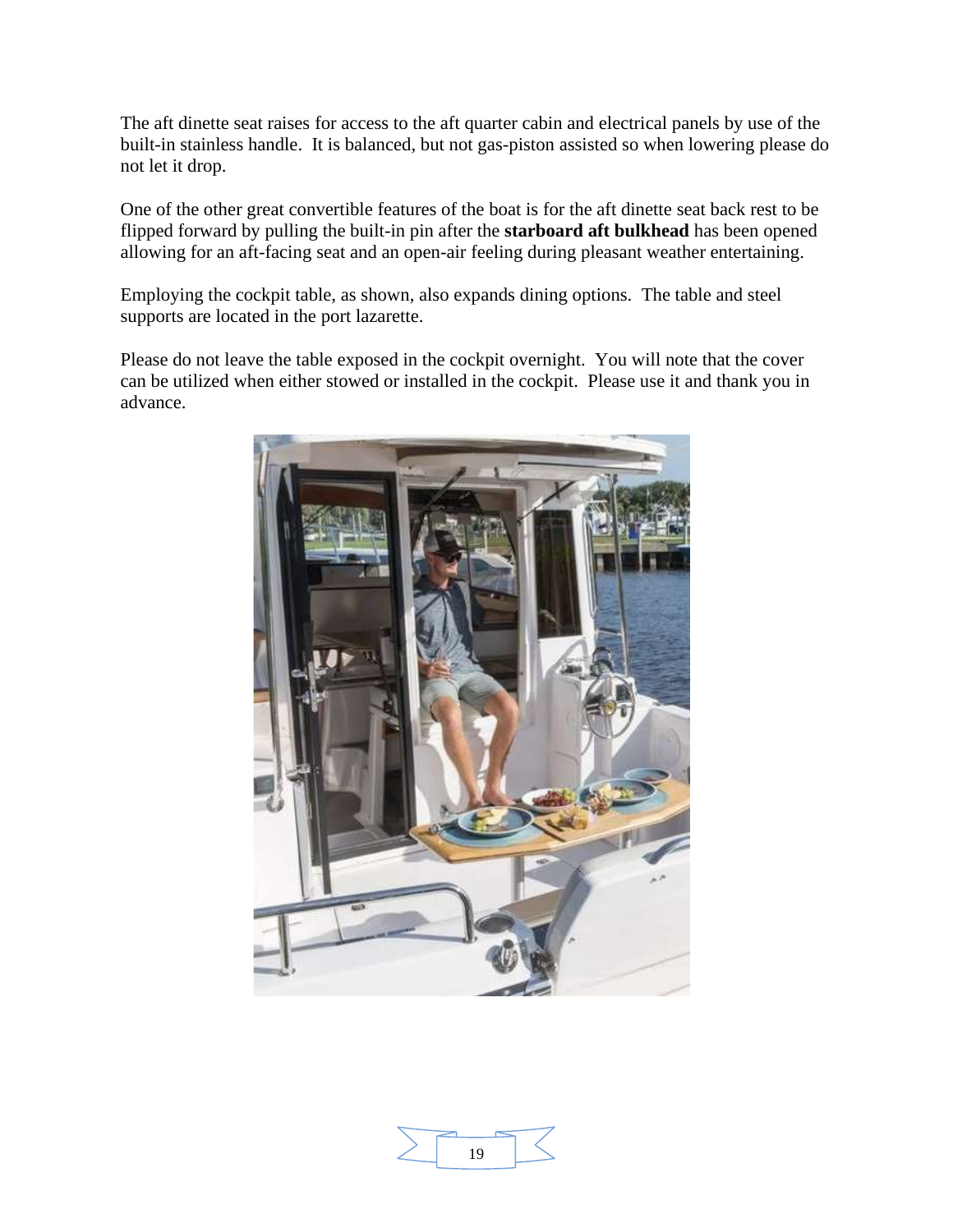The aft dinette seat raises for access to the aft quarter cabin and electrical panels by use of the built-in stainless handle.  It is balanced, but not gas-piston assisted so when lowering please do not let it drop.

One of the other great convertible features of the boat is for the aft dinette seat back rest to be flipped forward by pulling the built-in pin after the **starboard aft bulkhead** has been opened allowing for an aft-facing seat and an open-air feeling during pleasant weather entertaining.

Employing the cockpit table, as shown, also expands dining options.  The table and steel supports are located in the port lazarette.

Please do not leave the table exposed in the cockpit overnight.  You will note that the cover can be utilized when either stowed or installed in the cockpit.  Please use it and thank you in advance.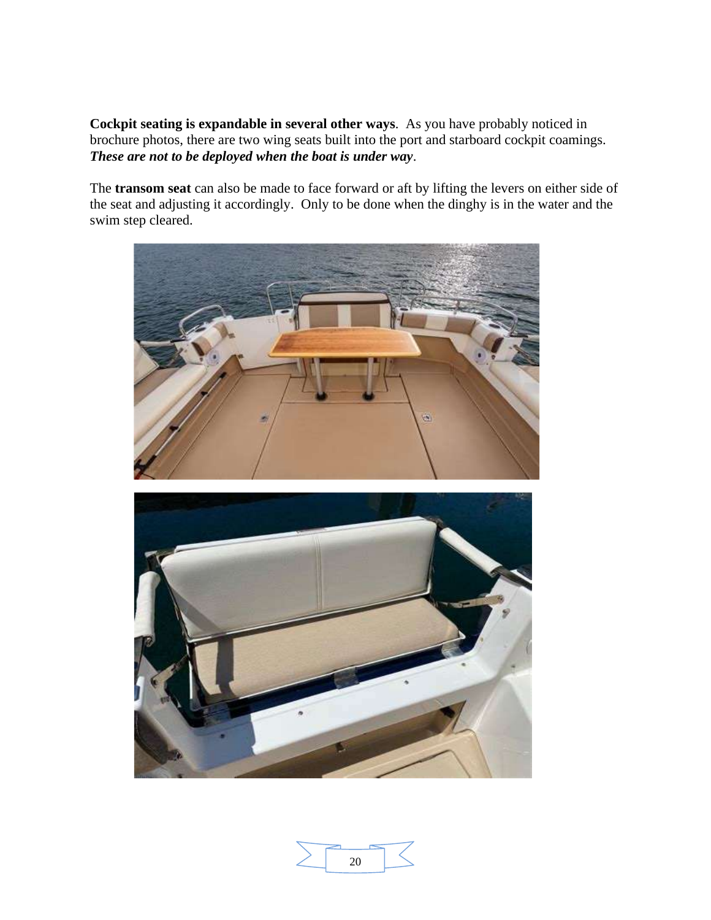**Cockpit seating is expandable in several other ways**. As you have probably noticed in brochure photos, there are two wing seats built into the port and starboard cockpit coamings. ***These are not to be deployed when the boat is under way***.

The **transom seat** can also be made to face forward or aft by lifting the levers on either side of the seat and adjusting it accordingly. Only to be done when the dinghy is in the water and the swim step cleared.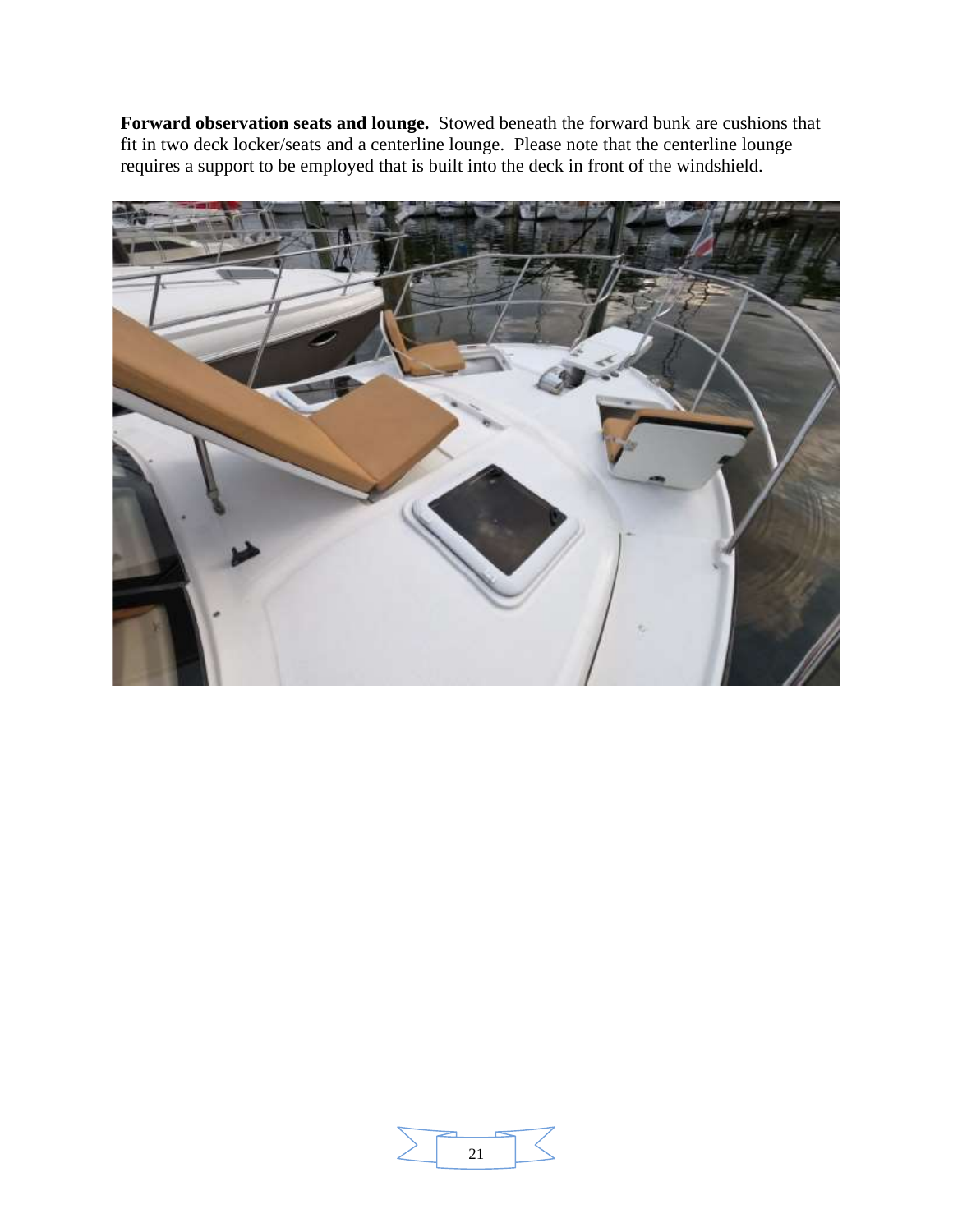**Forward observation seats and lounge.** Stowed beneath the forward bunk are cushions that fit in two deck locker/seats and a centerline lounge. Please note that the centerline lounge requires a support to be employed that is built into the deck in front of the windshield.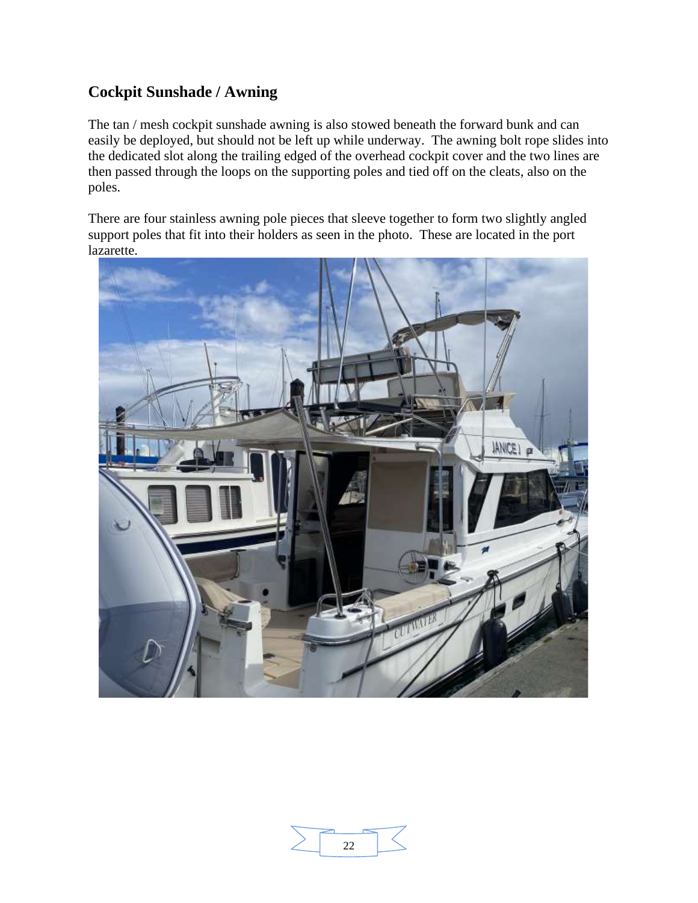## Cockpit Sunshade / Awning

The tan / mesh cockpit sunshade awning is also stowed beneath the forward bunk and can easily be deployed, but should not be left up while underway. The awning bolt rope slides into the dedicated slot along the trailing edged of the overhead cockpit cover and the two lines are then passed through the loops on the supporting poles and tied off on the cleats, also on the poles.

There are four stainless awning pole pieces that sleeve together to form two slightly angled support poles that fit into their holders as seen in the photo. These are located in the port lazarette.